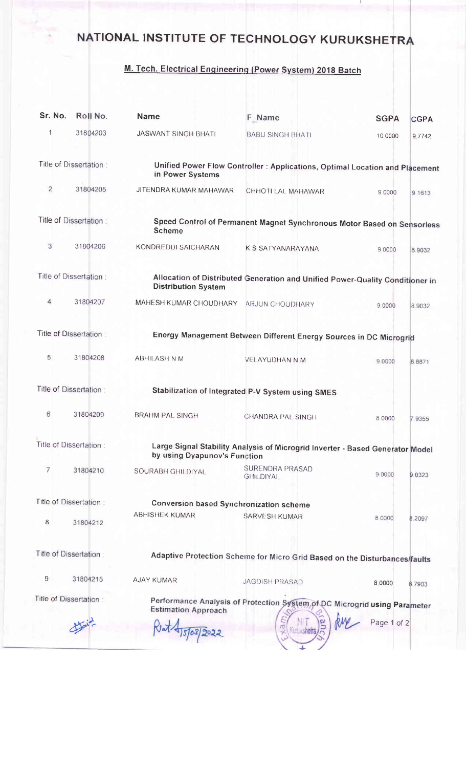# NATIONAL INSTITUTE OF TECHNOLOGY KURUKSHETRA

## M. Tech. Electrical Engineering (Power System) 2018 Batch

| Sr. No. | Roll No. | Name | F_Name | SGPA | CGPA |
|---|---|---|---|---|---|
| 1 | 31804203 | JASWANT SINGH BHATI | BABU SINGH BHATI | 10.0000 | 9.7742 |
| Title of Dissertation : | | **Unified Power Flow Controller : Applications, Optimal Location and Placement in Power Systems** | | | |
| 2 | 31804205 | JITENDRA KUMAR MAHAWAR | CHHOTI LAL MAHAWAR | 9.0000 | 9.1613 |
| Title of Dissertation : | | **Speed Control of Permanent Magnet Synchronous Motor Based on Sensorless Scheme** | | | |
| 3 | 31804206 | KONDREDDI SAICHARAN | K S SATYANARAYANA | 9.0000 | 8.9032 |
| Title of Dissertation : | | **Allocation of Distributed Generation and Unified Power-Quality Conditioner in Distribution System** | | | |
| 4 | 31804207 | MAHESH KUMAR CHOUDHARY | ARJUN CHOUDHARY | 9.0000 | 8.9032 |
| Title of Dissertation : | | **Energy Management Between Different Energy Sources in DC Microgrid** | | | |
| 5 | 31804208 | ABHILASH N M | VELAYUDHAN N M | 9.0000 | 8.8871 |
| Title of Dissertation : | | **Stabilization of Integrated P-V System using SMES** | | | |
| 6 | 31804209 | BRAHM PAL SINGH | CHANDRA PAL SINGH | 8.0000 | 7.9355 |
| Title of Dissertation : | | **Large Signal Stability Analysis of Microgrid Inverter - Based Generator Model by using Dyapunov's Function** | | | |
| 7 | 31804210 | SOURABH GHILDIYAL | SURENDRA PRASAD GHILDIYAL | 9.0000 | 9.0323 |
| Title of Dissertation : | | **Conversion based Synchronization scheme** | | | |
| 8 | 31804212 | ABHISHEK KUMAR | SARVESH KUMAR | 8.0000 | 8.2097 |
| Title of Dissertation : | | **Adaptive Protection Scheme for Micro Grid Based on the Disturbances/faults** | | | |
| 9 | 31804215 | AJAY KUMAR | JAGDISH PRASAD | 8.0000 | 8.7903 |
| Title of Dissertation : | | **Performance Analysis of Protection System of DC Microgrid using Parameter Estimation Approach** | | | |

15/03/2022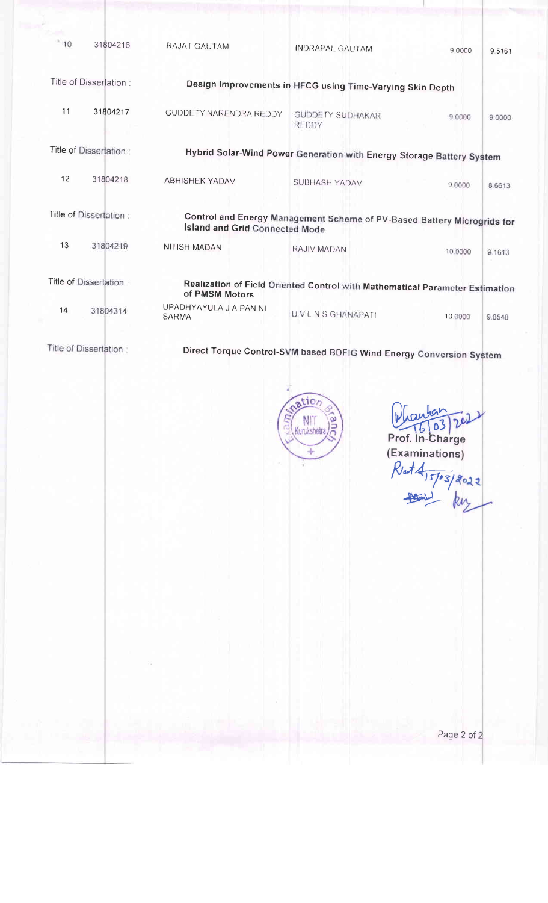| | | | | | |
|---|---|---|---|---|---|
| 10 | 31804216 | RAJAT GAUTAM | INDRAPAL GAUTAM | 9.0000 | 9.5161 |
| Title of Dissertation : | | Design Improvements in HFCG using Time-Varying Skin Depth | | | |
| 11 | 31804217 | GUDDETY NARENDRA REDDY | GUDDETY SUDHAKAR REDDY | 9.0000 | 9.0000 |
| Title of Dissertation : | | Hybrid Solar-Wind Power Generation with Energy Storage Battery System | | | |
| 12 | 31804218 | ABHISHEK YADAV | SUBHASH YADAV | 9.0000 | 8.6613 |
| Title of Dissertation : | | Control and Energy Management Scheme of PV-Based Battery Microgrids for Island and Grid Connected Mode | | | |
| 13 | 31804219 | NITISH MADAN | RAJIV MADAN | 10.0000 | 9.1613 |
| Title of Dissertation : | | Realization of Field Oriented Control with Mathematical Parameter Estimation of PMSM Motors | | | |
| 14 | 31804314 | UPADHYAYULA J A PANINI SARMA | U V L N S GHANAPATI | 10.0000 | 9.8548 |
| Title of Dissertation : | | Direct Torque Control-SVM based BDFIG Wind Energy Conversion System | | | |

Examination Branch NIT Kurukshetra

16/03/2022

Prof. In-Charge (Examinations)

15/03/2022